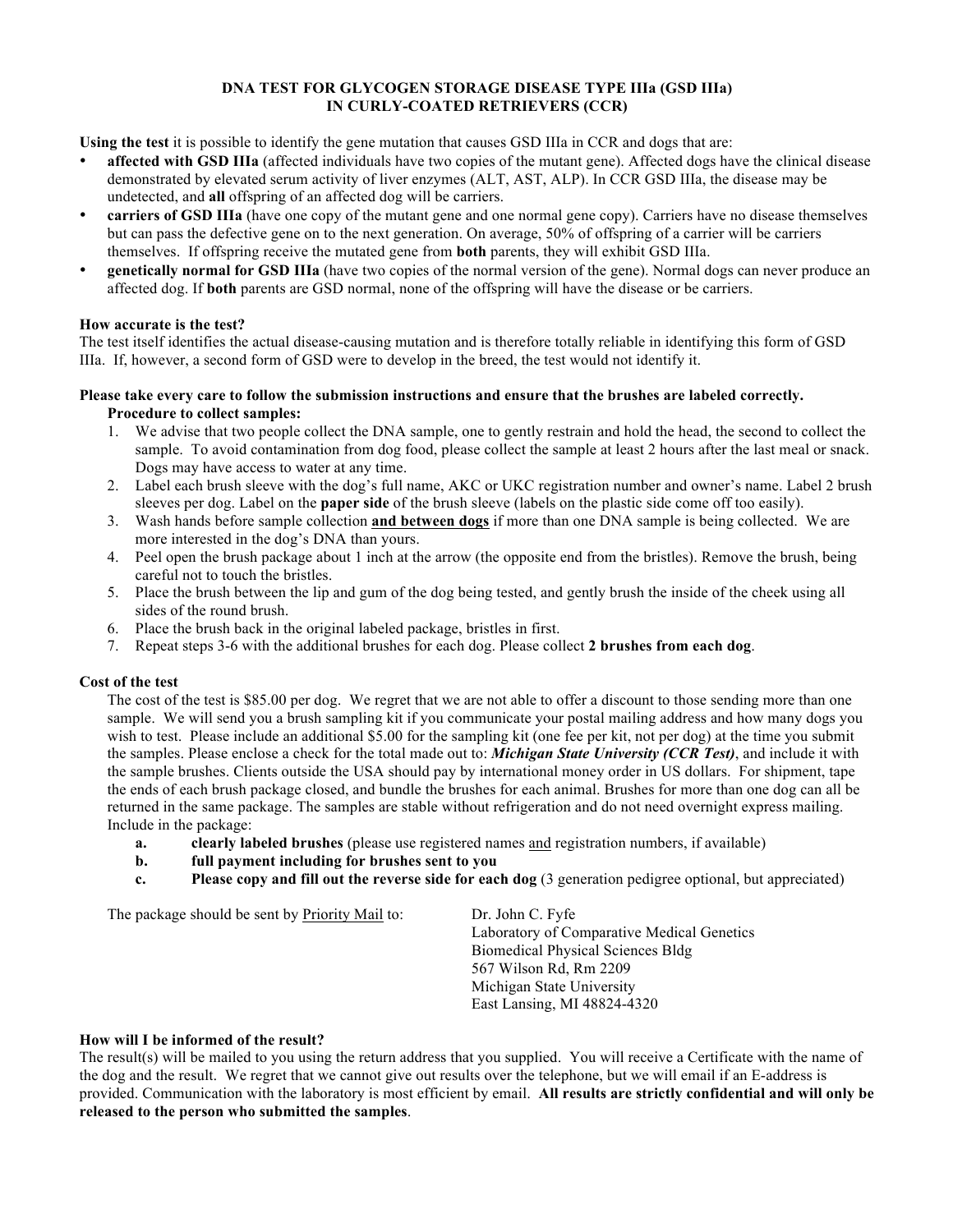# DNA TEST FOR GLYCOGEN STORAGE DISEASE TYPE IIIa (GSD IIIa) IN CURLY-COATED RETRIEVERS (CCR)

**Using the test** it is possible to identify the gene mutation that causes GSD IIIa in CCR and dogs that are:

- **affected with GSD IIIa** (affected individuals have two copies of the mutant gene). Affected dogs have the clinical disease demonstrated by elevated serum activity of liver enzymes (ALT, AST, ALP). In CCR GSD IIIa, the disease may be undetected, and **all** offspring of an affected dog will be carriers.
- **carriers of GSD IIIa** (have one copy of the mutant gene and one normal gene copy). Carriers have no disease themselves but can pass the defective gene on to the next generation. On average, 50% of offspring of a carrier will be carriers themselves. If offspring receive the mutated gene from **both** parents, they will exhibit GSD IIIa.
- **genetically normal for GSD IIIa** (have two copies of the normal version of the gene). Normal dogs can never produce an affected dog. If **both** parents are GSD normal, none of the offspring will have the disease or be carriers.

**How accurate is the test?**

The test itself identifies the actual disease-causing mutation and is therefore totally reliable in identifying this form of GSD IIIa. If, however, a second form of GSD were to develop in the breed, the test would not identify it.

**Please take every care to follow the submission instructions and ensure that the brushes are labeled correctly.**

**Procedure to collect samples:**

1. We advise that two people collect the DNA sample, one to gently restrain and hold the head, the second to collect the sample. To avoid contamination from dog food, please collect the sample at least 2 hours after the last meal or snack. Dogs may have access to water at any time.
2. Label each brush sleeve with the dog's full name, AKC or UKC registration number and owner's name. Label 2 brush sleeves per dog. Label on the **paper side** of the brush sleeve (labels on the plastic side come off too easily).
3. Wash hands before sample collection **<u>and between dogs</u>** if more than one DNA sample is being collected. We are more interested in the dog's DNA than yours.
4. Peel open the brush package about 1 inch at the arrow (the opposite end from the bristles). Remove the brush, being careful not to touch the bristles.
5. Place the brush between the lip and gum of the dog being tested, and gently brush the inside of the cheek using all sides of the round brush.
6. Place the brush back in the original labeled package, bristles in first.
7. Repeat steps 3-6 with the additional brushes for each dog. Please collect **2 brushes from each dog**.

**Cost of the test**

The cost of the test is $85.00 per dog. We regret that we are not able to offer a discount to those sending more than one sample. We will send you a brush sampling kit if you communicate your postal mailing address and how many dogs you wish to test. Please include an additional $5.00 for the sampling kit (one fee per kit, not per dog) at the time you submit the samples. Please enclose a check for the total made out to: ***Michigan State University (CCR Test)***, and include it with the sample brushes. Clients outside the USA should pay by international money order in US dollars. For shipment, tape the ends of each brush package closed, and bundle the brushes for each animal. Brushes for more than one dog can all be returned in the same package. The samples are stable without refrigeration and do not need overnight express mailing. Include in the package:

- **a.** **clearly labeled brushes** (please use registered names <u>and</u> registration numbers, if available)
- **b.** **full payment including for brushes sent to you**
- **c.** **Please copy and fill out the reverse side for each dog** (3 generation pedigree optional, but appreciated)

The package should be sent by <u>Priority Mail</u> to:

Dr. John C. Fyfe
Laboratory of Comparative Medical Genetics
Biomedical Physical Sciences Bldg
567 Wilson Rd, Rm 2209
Michigan State University
East Lansing, MI 48824-4320

**How will I be informed of the result?**

The result(s) will be mailed to you using the return address that you supplied. You will receive a Certificate with the name of the dog and the result. We regret that we cannot give out results over the telephone, but we will email if an E-address is provided. Communication with the laboratory is most efficient by email. **All results are strictly confidential and will only be released to the person who submitted the samples**.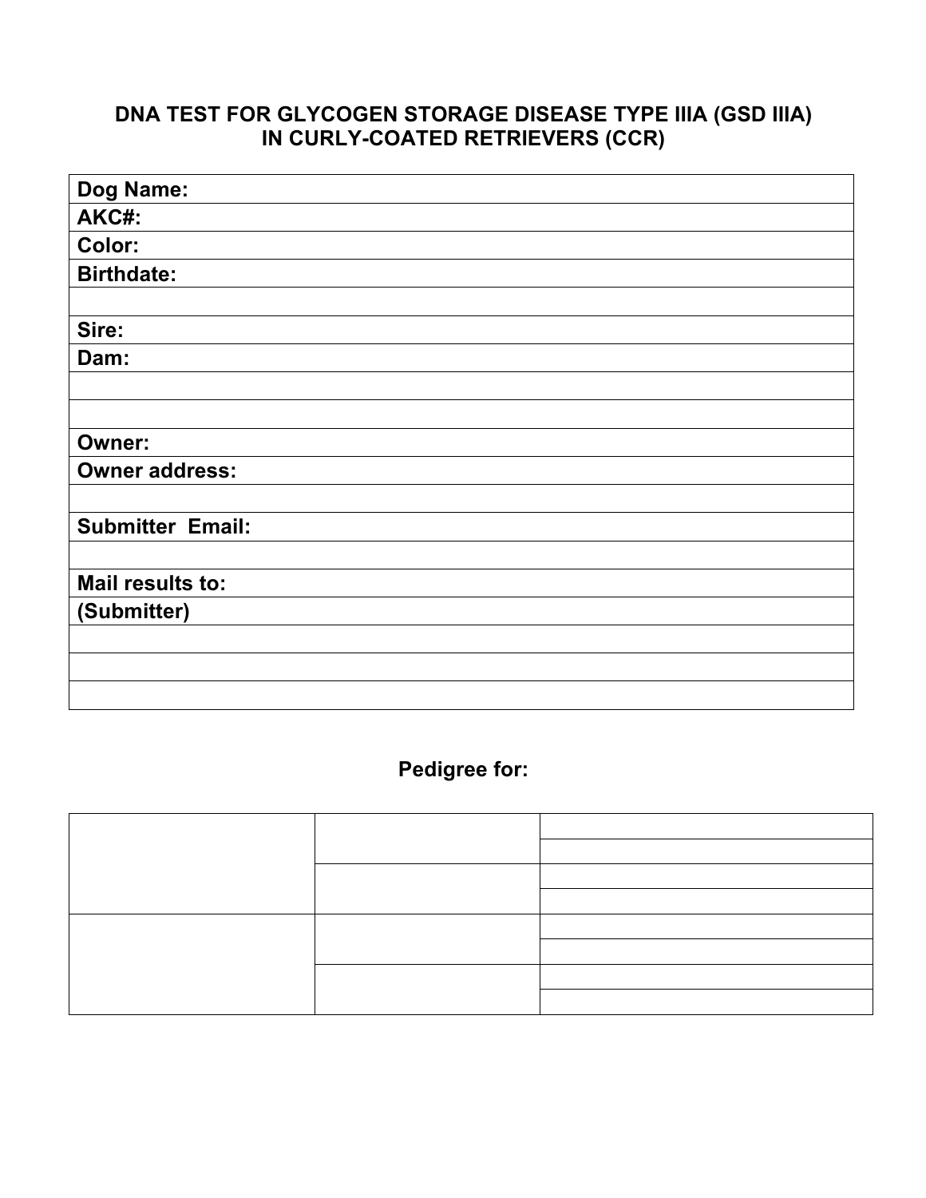# DNA TEST FOR GLYCOGEN STORAGE DISEASE TYPE IIIA (GSD IIIA) IN CURLY-COATED RETRIEVERS (CCR)

| |
|---|
| **Dog Name:** |
| **AKC#:** |
| **Color:** |
| **Birthdate:** |
| |
| **Sire:** |
| **Dam:** |
| |
| |
| **Owner:** |
| **Owner address:** |
| |
| **Submitter Email:** |
| |
| **Mail results to:** |
| **(Submitter)** |
| |
| |
| |

## Pedigree for:

| | | |
|---|---|---|
| | | |
| | | |
| | | |
| | | |
| | | |
| | | |
| | | |
| | | |